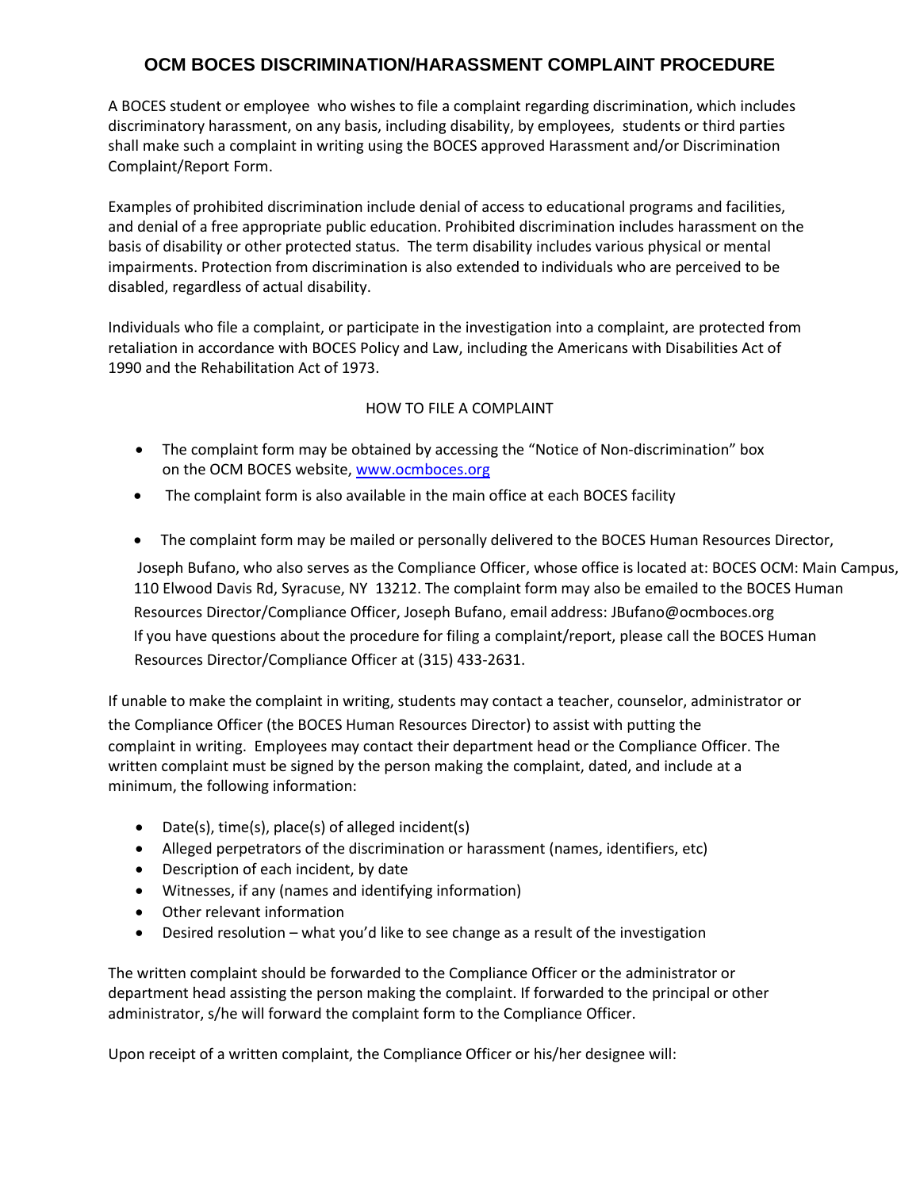# OCM BOCES DISCRIMINATION/HARASSMENT COMPLAINT PROCEDURE

A BOCES student or employee who wishes to file a complaint regarding discrimination, which includes discriminatory harassment, on any basis, including disability, by employees, students or third parties shall make such a complaint in writing using the BOCES approved Harassment and/or Discrimination Complaint/Report Form.

Examples of prohibited discrimination include denial of access to educational programs and facilities, and denial of a free appropriate public education. Prohibited discrimination includes harassment on the basis of disability or other protected status. The term disability includes various physical or mental impairments. Protection from discrimination is also extended to individuals who are perceived to be disabled, regardless of actual disability.

Individuals who file a complaint, or participate in the investigation into a complaint, are protected from retaliation in accordance with BOCES Policy and Law, including the Americans with Disabilities Act of 1990 and the Rehabilitation Act of 1973.

HOW TO FILE A COMPLAINT

- The complaint form may be obtained by accessing the "Notice of Non-discrimination" box on the OCM BOCES website, www.ocmboces.org
- The complaint form is also available in the main office at each BOCES facility
- The complaint form may be mailed or personally delivered to the BOCES Human Resources Director, Joseph Bufano, who also serves as the Compliance Officer, whose office is located at: BOCES OCM: Main Campus, 110 Elwood Davis Rd, Syracuse, NY 13212. The complaint form may also be emailed to the BOCES Human Resources Director/Compliance Officer, Joseph Bufano, email address: JBufano@ocmboces.org
  If you have questions about the procedure for filing a complaint/report, please call the BOCES Human Resources Director/Compliance Officer at (315) 433-2631.

If unable to make the complaint in writing, students may contact a teacher, counselor, administrator or the Compliance Officer (the BOCES Human Resources Director) to assist with putting the complaint in writing. Employees may contact their department head or the Compliance Officer. The written complaint must be signed by the person making the complaint, dated, and include at a minimum, the following information:

- Date(s), time(s), place(s) of alleged incident(s)
- Alleged perpetrators of the discrimination or harassment (names, identifiers, etc)
- Description of each incident, by date
- Witnesses, if any (names and identifying information)
- Other relevant information
- Desired resolution – what you'd like to see change as a result of the investigation

The written complaint should be forwarded to the Compliance Officer or the administrator or department head assisting the person making the complaint. If forwarded to the principal or other administrator, s/he will forward the complaint form to the Compliance Officer.

Upon receipt of a written complaint, the Compliance Officer or his/her designee will: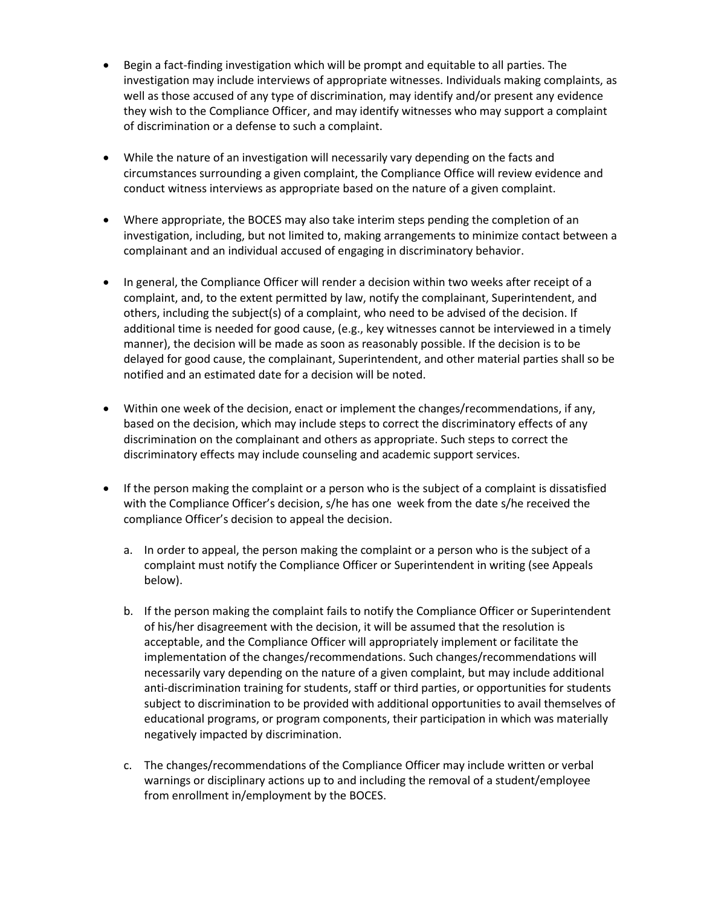- Begin a fact-finding investigation which will be prompt and equitable to all parties. The investigation may include interviews of appropriate witnesses. Individuals making complaints, as well as those accused of any type of discrimination, may identify and/or present any evidence they wish to the Compliance Officer, and may identify witnesses who may support a complaint of discrimination or a defense to such a complaint.

- While the nature of an investigation will necessarily vary depending on the facts and circumstances surrounding a given complaint, the Compliance Office will review evidence and conduct witness interviews as appropriate based on the nature of a given complaint.

- Where appropriate, the BOCES may also take interim steps pending the completion of an investigation, including, but not limited to, making arrangements to minimize contact between a complainant and an individual accused of engaging in discriminatory behavior.

- In general, the Compliance Officer will render a decision within two weeks after receipt of a complaint, and, to the extent permitted by law, notify the complainant, Superintendent, and others, including the subject(s) of a complaint, who need to be advised of the decision. If additional time is needed for good cause, (e.g., key witnesses cannot be interviewed in a timely manner), the decision will be made as soon as reasonably possible. If the decision is to be delayed for good cause, the complainant, Superintendent, and other material parties shall so be notified and an estimated date for a decision will be noted.

- Within one week of the decision, enact or implement the changes/recommendations, if any, based on the decision, which may include steps to correct the discriminatory effects of any discrimination on the complainant and others as appropriate. Such steps to correct the discriminatory effects may include counseling and academic support services.

- If the person making the complaint or a person who is the subject of a complaint is dissatisfied with the Compliance Officer's decision, s/he has one week from the date s/he received the compliance Officer's decision to appeal the decision.

  a. In order to appeal, the person making the complaint or a person who is the subject of a complaint must notify the Compliance Officer or Superintendent in writing (see Appeals below).

  b. If the person making the complaint fails to notify the Compliance Officer or Superintendent of his/her disagreement with the decision, it will be assumed that the resolution is acceptable, and the Compliance Officer will appropriately implement or facilitate the implementation of the changes/recommendations. Such changes/recommendations will necessarily vary depending on the nature of a given complaint, but may include additional anti-discrimination training for students, staff or third parties, or opportunities for students subject to discrimination to be provided with additional opportunities to avail themselves of educational programs, or program components, their participation in which was materially negatively impacted by discrimination.

  c. The changes/recommendations of the Compliance Officer may include written or verbal warnings or disciplinary actions up to and including the removal of a student/employee from enrollment in/employment by the BOCES.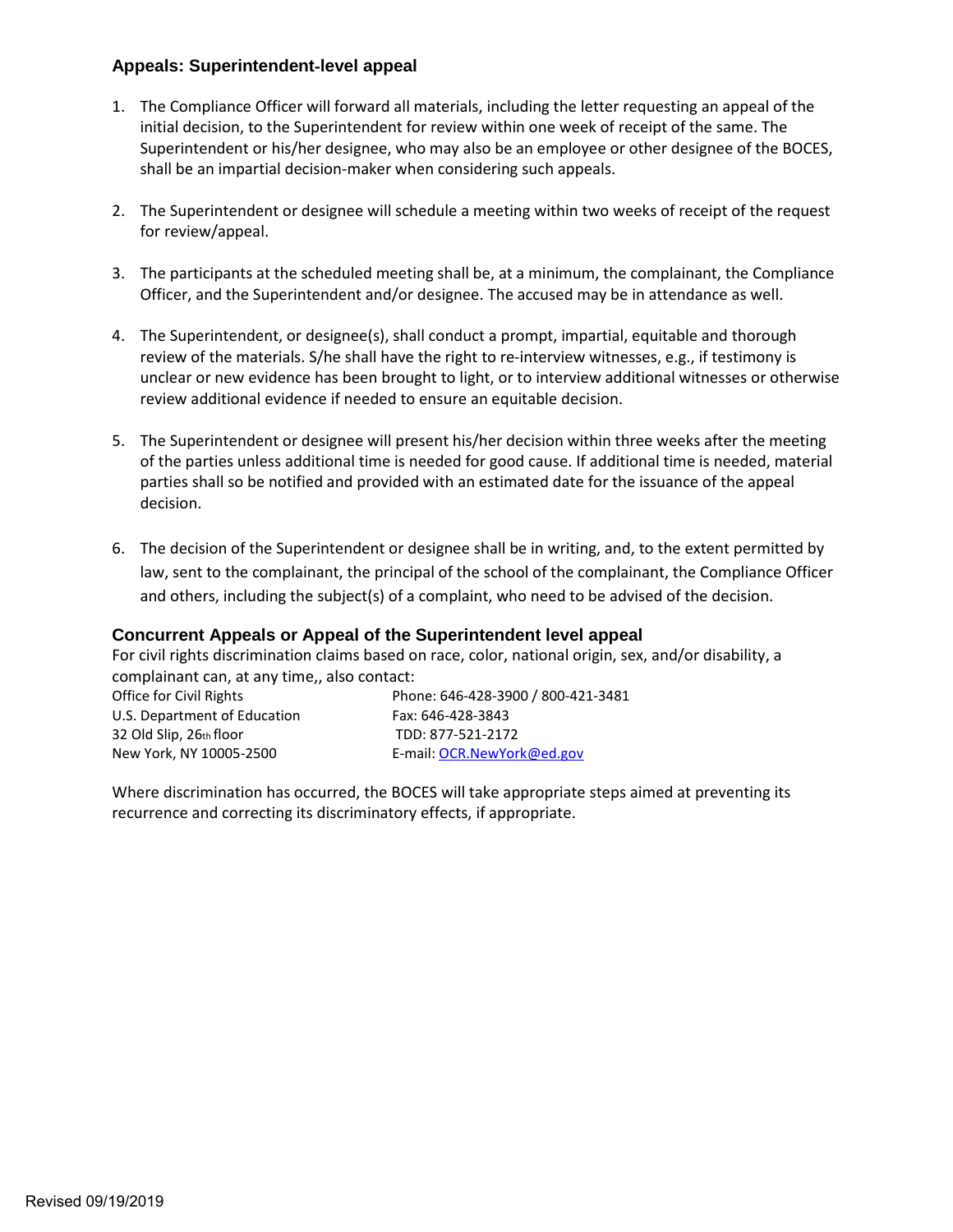### Appeals: Superintendent-level appeal

1. The Compliance Officer will forward all materials, including the letter requesting an appeal of the initial decision, to the Superintendent for review within one week of receipt of the same. The Superintendent or his/her designee, who may also be an employee or other designee of the BOCES, shall be an impartial decision-maker when considering such appeals.

2. The Superintendent or designee will schedule a meeting within two weeks of receipt of the request for review/appeal.

3. The participants at the scheduled meeting shall be, at a minimum, the complainant, the Compliance Officer, and the Superintendent and/or designee. The accused may be in attendance as well.

4. The Superintendent, or designee(s), shall conduct a prompt, impartial, equitable and thorough review of the materials. S/he shall have the right to re-interview witnesses, e.g., if testimony is unclear or new evidence has been brought to light, or to interview additional witnesses or otherwise review additional evidence if needed to ensure an equitable decision.

5. The Superintendent or designee will present his/her decision within three weeks after the meeting of the parties unless additional time is needed for good cause. If additional time is needed, material parties shall so be notified and provided with an estimated date for the issuance of the appeal decision.

6. The decision of the Superintendent or designee shall be in writing, and, to the extent permitted by law, sent to the complainant, the principal of the school of the complainant, the Compliance Officer and others, including the subject(s) of a complaint, who need to be advised of the decision.

### Concurrent Appeals or Appeal of the Superintendent level appeal

For civil rights discrimination claims based on race, color, national origin, sex, and/or disability, a complainant can, at any time,, also contact:

Office for Civil Rights
U.S. Department of Education
32 Old Slip, 26th floor
New York, NY 10005-2500

Phone: 646-428-3900 / 800-421-3481
Fax: 646-428-3843
TDD: 877-521-2172
E-mail: OCR.NewYork@ed.gov

Where discrimination has occurred, the BOCES will take appropriate steps aimed at preventing its recurrence and correcting its discriminatory effects, if appropriate.

Revised 09/19/2019